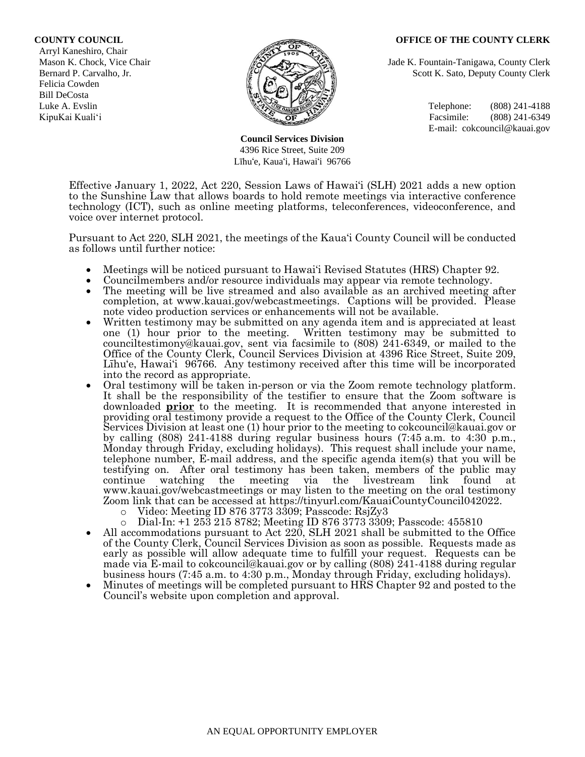**COUNTY COUNCIL**
Arryl Kaneshiro, Chair
Mason K. Chock, Vice Chair
Bernard P. Carvalho, Jr.
Felicia Cowden
Bill DeCosta
Luke A. Evslin
KipuKai Kuali'i

**OFFICE OF THE COUNTY CLERK**
Jade K. Fountain-Tanigawa, County Clerk
Scott K. Sato, Deputy County Clerk

Telephone: (808) 241-4188
Facsimile: (808) 241-6349
E-mail: cokcouncil@kauai.gov

**Council Services Division**
4396 Rice Street, Suite 209
Līhu'e, Kaua'i, Hawai'i 96766

Effective January 1, 2022, Act 220, Session Laws of Hawai'i (SLH) 2021 adds a new option to the Sunshine Law that allows boards to hold remote meetings via interactive conference technology (ICT), such as online meeting platforms, teleconferences, videoconference, and voice over internet protocol.

Pursuant to Act 220, SLH 2021, the meetings of the Kaua'i County Council will be conducted as follows until further notice:

- Meetings will be noticed pursuant to Hawai'i Revised Statutes (HRS) Chapter 92.
- Councilmembers and/or resource individuals may appear via remote technology.
- The meeting will be live streamed and also available as an archived meeting after completion, at www.kauai.gov/webcastmeetings. Captions will be provided. Please note video production services or enhancements will not be available.
- Written testimony may be submitted on any agenda item and is appreciated at least one (1) hour prior to the meeting. Written testimony may be submitted to counciltestimony@kauai.gov, sent via facsimile to (808) 241-6349, or mailed to the Office of the County Clerk, Council Services Division at 4396 Rice Street, Suite 209, Līhu'e, Hawai'i 96766. Any testimony received after this time will be incorporated into the record as appropriate.
- Oral testimony will be taken in-person or via the Zoom remote technology platform. It shall be the responsibility of the testifier to ensure that the Zoom software is downloaded **prior** to the meeting. It is recommended that anyone interested in providing oral testimony provide a request to the Office of the County Clerk, Council Services Division at least one (1) hour prior to the meeting to cokcouncil@kauai.gov or by calling (808) 241-4188 during regular business hours (7:45 a.m. to 4:30 p.m., Monday through Friday, excluding holidays). This request shall include your name, telephone number, E-mail address, and the specific agenda item(s) that you will be testifying on. After oral testimony has been taken, members of the public may continue watching the meeting via the livestream link found at www.kauai.gov/webcastmeetings or may listen to the meeting on the oral testimony Zoom link that can be accessed at https://tinyurl.com/KauaiCountyCouncil042022.
  - Video: Meeting ID 876 3773 3309; Passcode: RsjZy3
  - Dial-In: +1 253 215 8782; Meeting ID 876 3773 3309; Passcode: 455810
- All accommodations pursuant to Act 220, SLH 2021 shall be submitted to the Office of the County Clerk, Council Services Division as soon as possible. Requests made as early as possible will allow adequate time to fulfill your request. Requests can be made via E-mail to cokcouncil@kauai.gov or by calling (808) 241-4188 during regular business hours (7:45 a.m. to 4:30 p.m., Monday through Friday, excluding holidays).
- Minutes of meetings will be completed pursuant to HRS Chapter 92 and posted to the Council's website upon completion and approval.

AN EQUAL OPPORTUNITY EMPLOYER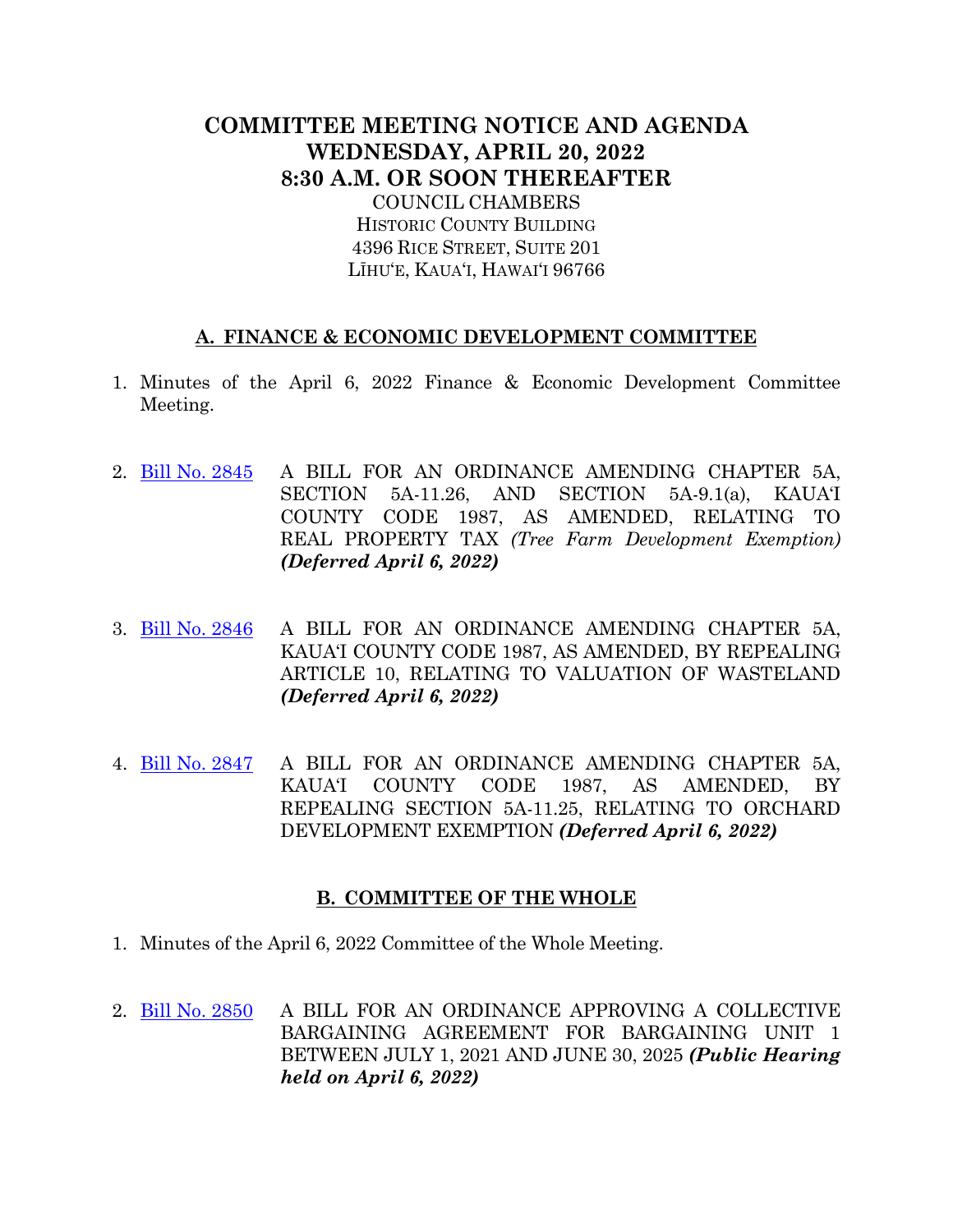# COMMITTEE MEETING NOTICE AND AGENDA
# WEDNESDAY, APRIL 20, 2022
# 8:30 A.M. OR SOON THEREAFTER

COUNCIL CHAMBERS
HISTORIC COUNTY BUILDING
4396 RICE STREET, SUITE 201
LĪHUʻE, KAUAʻI, HAWAIʻI 96766

## A. FINANCE & ECONOMIC DEVELOPMENT COMMITTEE

1. Minutes of the April 6, 2022 Finance & Economic Development Committee Meeting.

2. Bill No. 2845 A BILL FOR AN ORDINANCE AMENDING CHAPTER 5A, SECTION 5A-11.26, AND SECTION 5A-9.1(a), KAUAʻI COUNTY CODE 1987, AS AMENDED, RELATING TO REAL PROPERTY TAX *(Tree Farm Development Exemption)* ***(Deferred April 6, 2022)***

3. Bill No. 2846 A BILL FOR AN ORDINANCE AMENDING CHAPTER 5A, KAUAʻI COUNTY CODE 1987, AS AMENDED, BY REPEALING ARTICLE 10, RELATING TO VALUATION OF WASTELAND ***(Deferred April 6, 2022)***

4. Bill No. 2847 A BILL FOR AN ORDINANCE AMENDING CHAPTER 5A, KAUAʻI COUNTY CODE 1987, AS AMENDED, BY REPEALING SECTION 5A-11.25, RELATING TO ORCHARD DEVELOPMENT EXEMPTION ***(Deferred April 6, 2022)***

## B. COMMITTEE OF THE WHOLE

1. Minutes of the April 6, 2022 Committee of the Whole Meeting.

2. Bill No. 2850 A BILL FOR AN ORDINANCE APPROVING A COLLECTIVE BARGAINING AGREEMENT FOR BARGAINING UNIT 1 BETWEEN JULY 1, 2021 AND JUNE 30, 2025 ***(Public Hearing held on April 6, 2022)***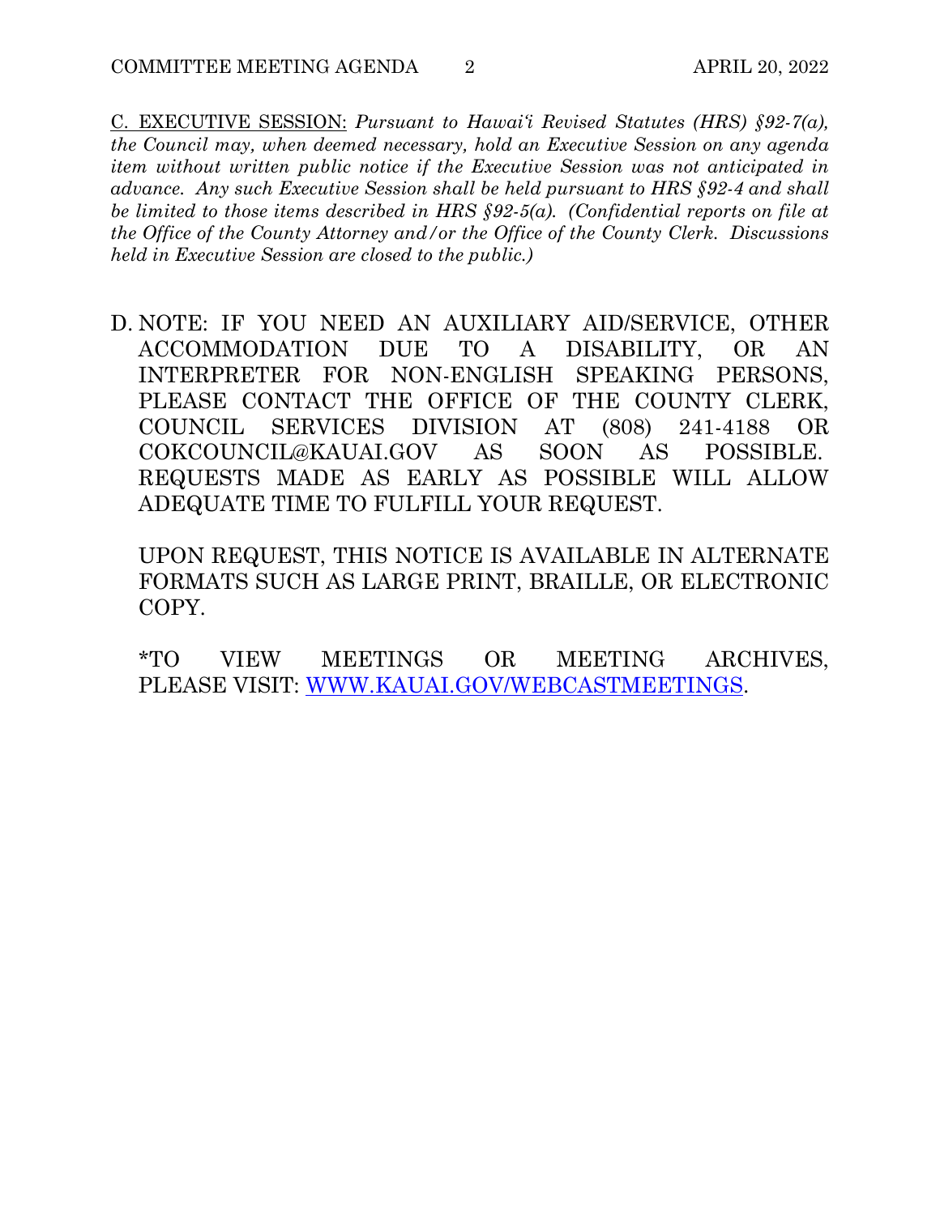<u>C. EXECUTIVE SESSION:</u> *Pursuant to Hawai'i Revised Statutes (HRS) §92-7(a), the Council may, when deemed necessary, hold an Executive Session on any agenda item without written public notice if the Executive Session was not anticipated in advance. Any such Executive Session shall be held pursuant to HRS §92-4 and shall be limited to those items described in HRS §92-5(a). (Confidential reports on file at the Office of the County Attorney and/or the Office of the County Clerk. Discussions held in Executive Session are closed to the public.)*

D. NOTE: IF YOU NEED AN AUXILIARY AID/SERVICE, OTHER ACCOMMODATION DUE TO A DISABILITY, OR AN INTERPRETER FOR NON-ENGLISH SPEAKING PERSONS, PLEASE CONTACT THE OFFICE OF THE COUNTY CLERK, COUNCIL SERVICES DIVISION AT (808) 241-4188 OR COKCOUNCIL@KAUAI.GOV AS SOON AS POSSIBLE. REQUESTS MADE AS EARLY AS POSSIBLE WILL ALLOW ADEQUATE TIME TO FULFILL YOUR REQUEST.

UPON REQUEST, THIS NOTICE IS AVAILABLE IN ALTERNATE FORMATS SUCH AS LARGE PRINT, BRAILLE, OR ELECTRONIC COPY.

*TO VIEW MEETINGS OR MEETING ARCHIVES, PLEASE VISIT: [WWW.KAUAI.GOV/WEBCASTMEETINGS](http://WWW.KAUAI.GOV/WEBCASTMEETINGS).